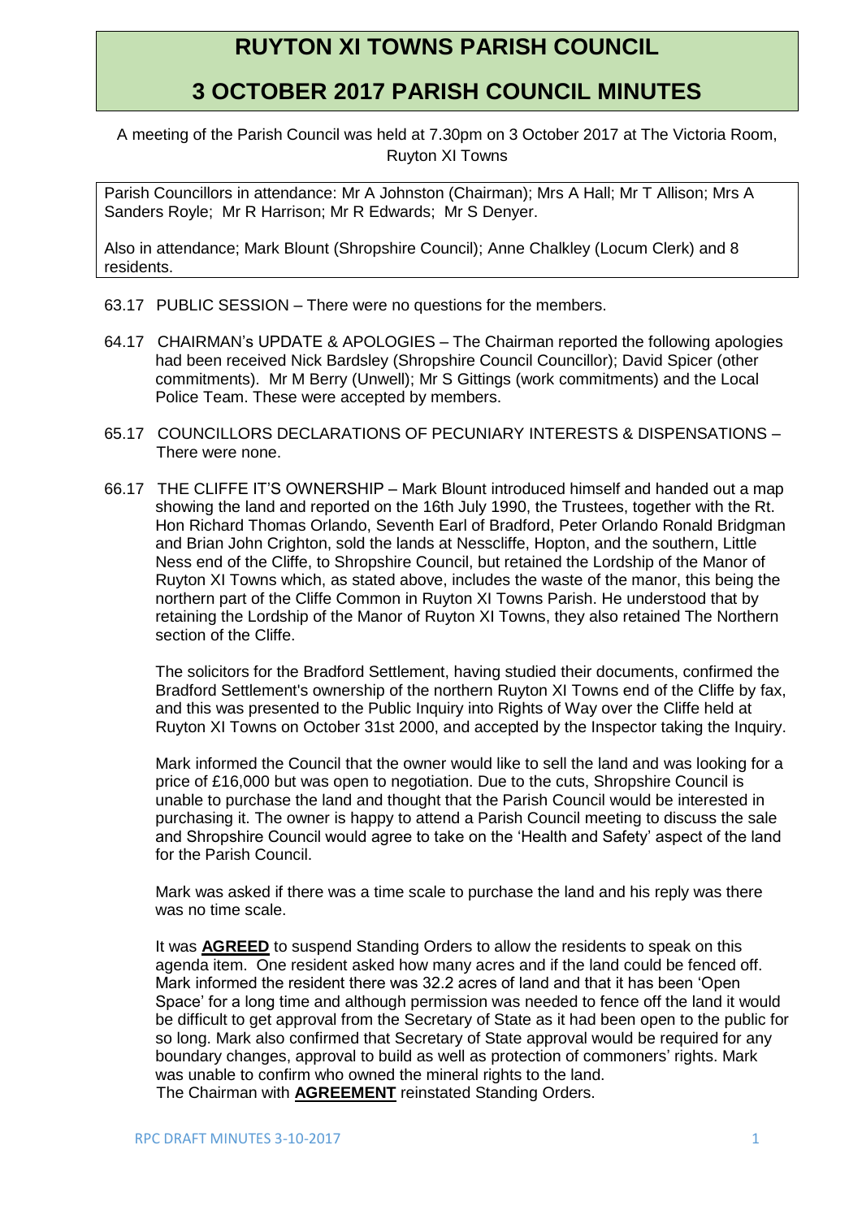# RUYTON XI TOWNS PARISH COUNCIL

# 3 OCTOBER 2017 PARISH COUNCIL MINUTES

A meeting of the Parish Council was held at 7.30pm on 3 October 2017 at The Victoria Room, Ruyton XI Towns

Parish Councillors in attendance: Mr A Johnston (Chairman); Mrs A Hall; Mr T Allison; Mrs A Sanders Royle; Mr R Harrison; Mr R Edwards; Mr S Denyer.

Also in attendance; Mark Blount (Shropshire Council); Anne Chalkley (Locum Clerk) and 8 residents.

63.17 PUBLIC SESSION – There were no questions for the members.

64.17 CHAIRMAN's UPDATE & APOLOGIES – The Chairman reported the following apologies had been received Nick Bardsley (Shropshire Council Councillor); David Spicer (other commitments). Mr M Berry (Unwell); Mr S Gittings (work commitments) and the Local Police Team. These were accepted by members.

65.17 COUNCILLORS DECLARATIONS OF PECUNIARY INTERESTS & DISPENSATIONS – There were none.

66.17 THE CLIFFE IT'S OWNERSHIP – Mark Blount introduced himself and handed out a map showing the land and reported on the 16th July 1990, the Trustees, together with the Rt. Hon Richard Thomas Orlando, Seventh Earl of Bradford, Peter Orlando Ronald Bridgman and Brian John Crighton, sold the lands at Nesscliffe, Hopton, and the southern, Little Ness end of the Cliffe, to Shropshire Council, but retained the Lordship of the Manor of Ruyton XI Towns which, as stated above, includes the waste of the manor, this being the northern part of the Cliffe Common in Ruyton XI Towns Parish. He understood that by retaining the Lordship of the Manor of Ruyton XI Towns, they also retained The Northern section of the Cliffe.

The solicitors for the Bradford Settlement, having studied their documents, confirmed the Bradford Settlement's ownership of the northern Ruyton XI Towns end of the Cliffe by fax, and this was presented to the Public Inquiry into Rights of Way over the Cliffe held at Ruyton XI Towns on October 31st 2000, and accepted by the Inspector taking the Inquiry.

Mark informed the Council that the owner would like to sell the land and was looking for a price of £16,000 but was open to negotiation. Due to the cuts, Shropshire Council is unable to purchase the land and thought that the Parish Council would be interested in purchasing it. The owner is happy to attend a Parish Council meeting to discuss the sale and Shropshire Council would agree to take on the 'Health and Safety' aspect of the land for the Parish Council.

Mark was asked if there was a time scale to purchase the land and his reply was there was no time scale.

It was **AGREED** to suspend Standing Orders to allow the residents to speak on this agenda item. One resident asked how many acres and if the land could be fenced off. Mark informed the resident there was 32.2 acres of land and that it has been 'Open Space' for a long time and although permission was needed to fence off the land it would be difficult to get approval from the Secretary of State as it had been open to the public for so long. Mark also confirmed that Secretary of State approval would be required for any boundary changes, approval to build as well as protection of commoners' rights. Mark was unable to confirm who owned the mineral rights to the land.
The Chairman with **AGREEMENT** reinstated Standing Orders.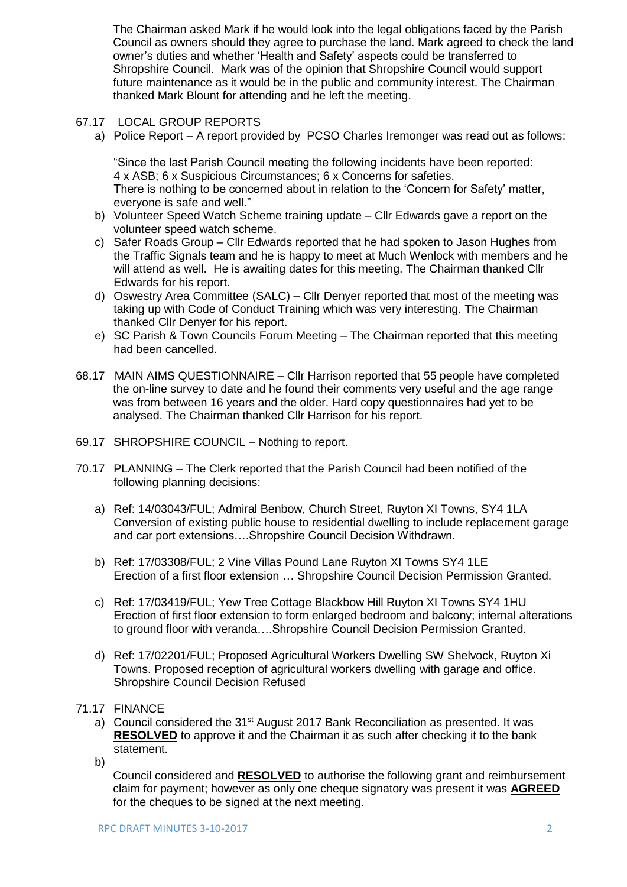The Chairman asked Mark if he would look into the legal obligations faced by the Parish Council as owners should they agree to purchase the land. Mark agreed to check the land owner's duties and whether 'Health and Safety' aspects could be transferred to Shropshire Council. Mark was of the opinion that Shropshire Council would support future maintenance as it would be in the public and community interest. The Chairman thanked Mark Blount for attending and he left the meeting.

67.17 LOCAL GROUP REPORTS

a) Police Report – A report provided by PCSO Charles Iremonger was read out as follows:

"Since the last Parish Council meeting the following incidents have been reported: 4 x ASB; 6 x Suspicious Circumstances; 6 x Concerns for safeties. There is nothing to be concerned about in relation to the 'Concern for Safety' matter, everyone is safe and well."

b) Volunteer Speed Watch Scheme training update – Cllr Edwards gave a report on the volunteer speed watch scheme.

c) Safer Roads Group – Cllr Edwards reported that he had spoken to Jason Hughes from the Traffic Signals team and he is happy to meet at Much Wenlock with members and he will attend as well. He is awaiting dates for this meeting. The Chairman thanked Cllr Edwards for his report.

d) Oswestry Area Committee (SALC) – Cllr Denyer reported that most of the meeting was taking up with Code of Conduct Training which was very interesting. The Chairman thanked Cllr Denyer for his report.

e) SC Parish & Town Councils Forum Meeting – The Chairman reported that this meeting had been cancelled.

68.17 MAIN AIMS QUESTIONNAIRE – Cllr Harrison reported that 55 people have completed the on-line survey to date and he found their comments very useful and the age range was from between 16 years and the older. Hard copy questionnaires had yet to be analysed. The Chairman thanked Cllr Harrison for his report.

69.17 SHROPSHIRE COUNCIL – Nothing to report.

70.17 PLANNING – The Clerk reported that the Parish Council had been notified of the following planning decisions:

a) Ref: 14/03043/FUL; Admiral Benbow, Church Street, Ruyton XI Towns, SY4 1LA Conversion of existing public house to residential dwelling to include replacement garage and car port extensions….Shropshire Council Decision Withdrawn.

b) Ref: 17/03308/FUL; 2 Vine Villas Pound Lane Ruyton XI Towns SY4 1LE Erection of a first floor extension … Shropshire Council Decision Permission Granted.

c) Ref: 17/03419/FUL; Yew Tree Cottage Blackbow Hill Ruyton XI Towns SY4 1HU Erection of first floor extension to form enlarged bedroom and balcony; internal alterations to ground floor with veranda….Shropshire Council Decision Permission Granted.

d) Ref: 17/02201/FUL; Proposed Agricultural Workers Dwelling SW Shelvock, Ruyton Xi Towns. Proposed reception of agricultural workers dwelling with garage and office. Shropshire Council Decision Refused

71.17 FINANCE

a) Council considered the 31st August 2017 Bank Reconciliation as presented. It was **RESOLVED** to approve it and the Chairman it as such after checking it to the bank statement.

b) Council considered and **RESOLVED** to authorise the following grant and reimbursement claim for payment; however as only one cheque signatory was present it was **AGREED** for the cheques to be signed at the next meeting.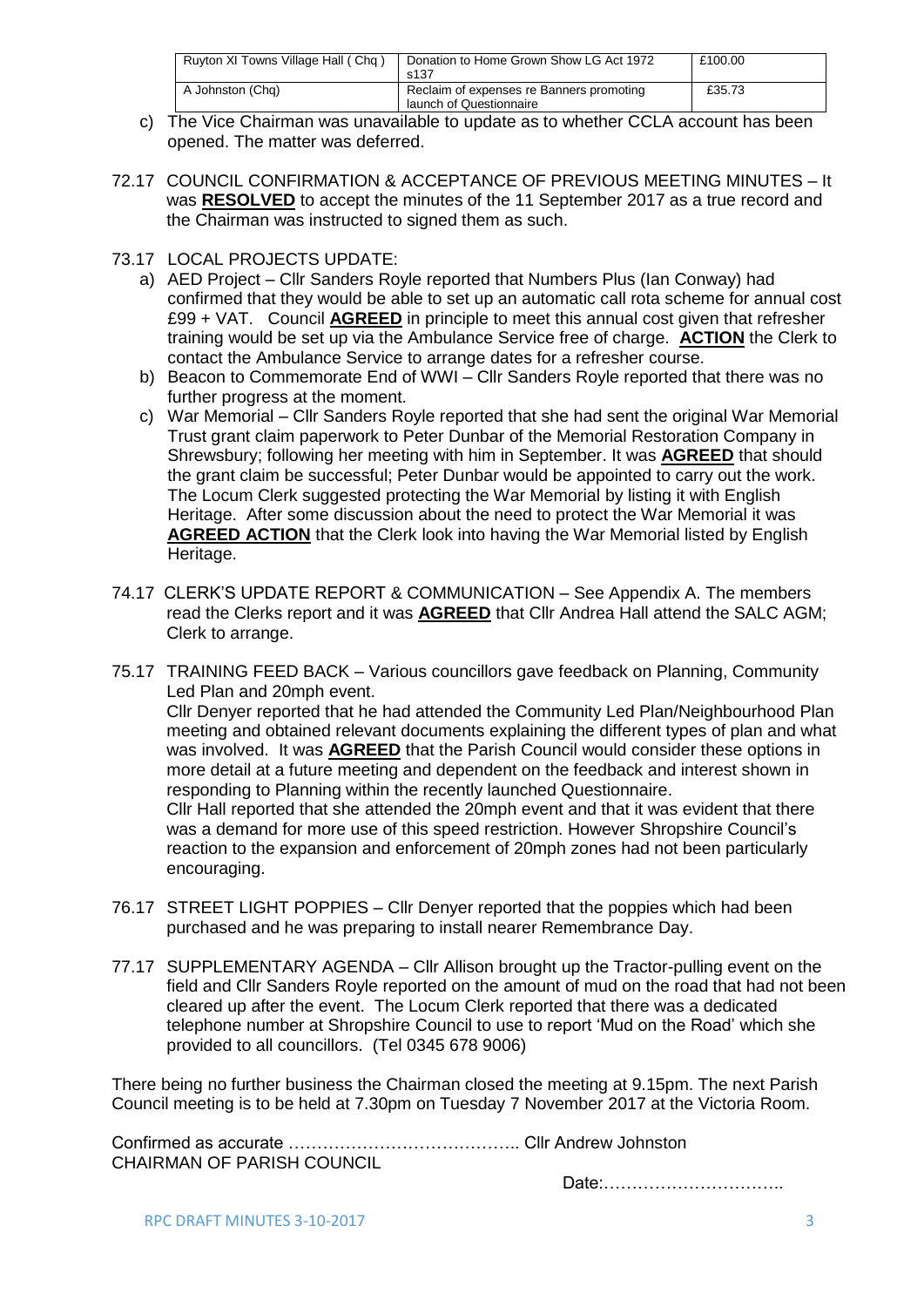| | | |
|---|---|---|
| Ruyton XI Towns Village Hall ( Chq ) | Donation to Home Grown Show LG Act 1972 s137 | £100.00 |
| A Johnston (Chq) | Reclaim of expenses re Banners promoting launch of Questionnaire | £35.73 |

c) The Vice Chairman was unavailable to update as to whether CCLA account has been opened. The matter was deferred.

72.17 COUNCIL CONFIRMATION & ACCEPTANCE OF PREVIOUS MEETING MINUTES – It was **RESOLVED** to accept the minutes of the 11 September 2017 as a true record and the Chairman was instructed to signed them as such.

73.17 LOCAL PROJECTS UPDATE:

a) AED Project – Cllr Sanders Royle reported that Numbers Plus (Ian Conway) had confirmed that they would be able to set up an automatic call rota scheme for annual cost £99 + VAT. Council **AGREED** in principle to meet this annual cost given that refresher training would be set up via the Ambulance Service free of charge. **ACTION** the Clerk to contact the Ambulance Service to arrange dates for a refresher course.

b) Beacon to Commemorate End of WWI – Cllr Sanders Royle reported that there was no further progress at the moment.

c) War Memorial – Cllr Sanders Royle reported that she had sent the original War Memorial Trust grant claim paperwork to Peter Dunbar of the Memorial Restoration Company in Shrewsbury; following her meeting with him in September. It was **AGREED** that should the grant claim be successful; Peter Dunbar would be appointed to carry out the work. The Locum Clerk suggested protecting the War Memorial by listing it with English Heritage. After some discussion about the need to protect the War Memorial it was **AGREED ACTION** that the Clerk look into having the War Memorial listed by English Heritage.

74.17 CLERK'S UPDATE REPORT & COMMUNICATION – See Appendix A. The members read the Clerks report and it was **AGREED** that Cllr Andrea Hall attend the SALC AGM; Clerk to arrange.

75.17 TRAINING FEED BACK – Various councillors gave feedback on Planning, Community Led Plan and 20mph event.

Cllr Denyer reported that he had attended the Community Led Plan/Neighbourhood Plan meeting and obtained relevant documents explaining the different types of plan and what was involved. It was **AGREED** that the Parish Council would consider these options in more detail at a future meeting and dependent on the feedback and interest shown in responding to Planning within the recently launched Questionnaire.

Cllr Hall reported that she attended the 20mph event and that it was evident that there was a demand for more use of this speed restriction. However Shropshire Council's reaction to the expansion and enforcement of 20mph zones had not been particularly encouraging.

76.17 STREET LIGHT POPPIES – Cllr Denyer reported that the poppies which had been purchased and he was preparing to install nearer Remembrance Day.

77.17 SUPPLEMENTARY AGENDA – Cllr Allison brought up the Tractor-pulling event on the field and Cllr Sanders Royle reported on the amount of mud on the road that had not been cleared up after the event. The Locum Clerk reported that there was a dedicated telephone number at Shropshire Council to use to report 'Mud on the Road' which she provided to all councillors. (Tel 0345 678 9006)

There being no further business the Chairman closed the meeting at 9.15pm. The next Parish Council meeting is to be held at 7.30pm on Tuesday 7 November 2017 at the Victoria Room.

Confirmed as accurate ………………………………….. Cllr Andrew Johnston
CHAIRMAN OF PARISH COUNCIL

Date:…………………………..